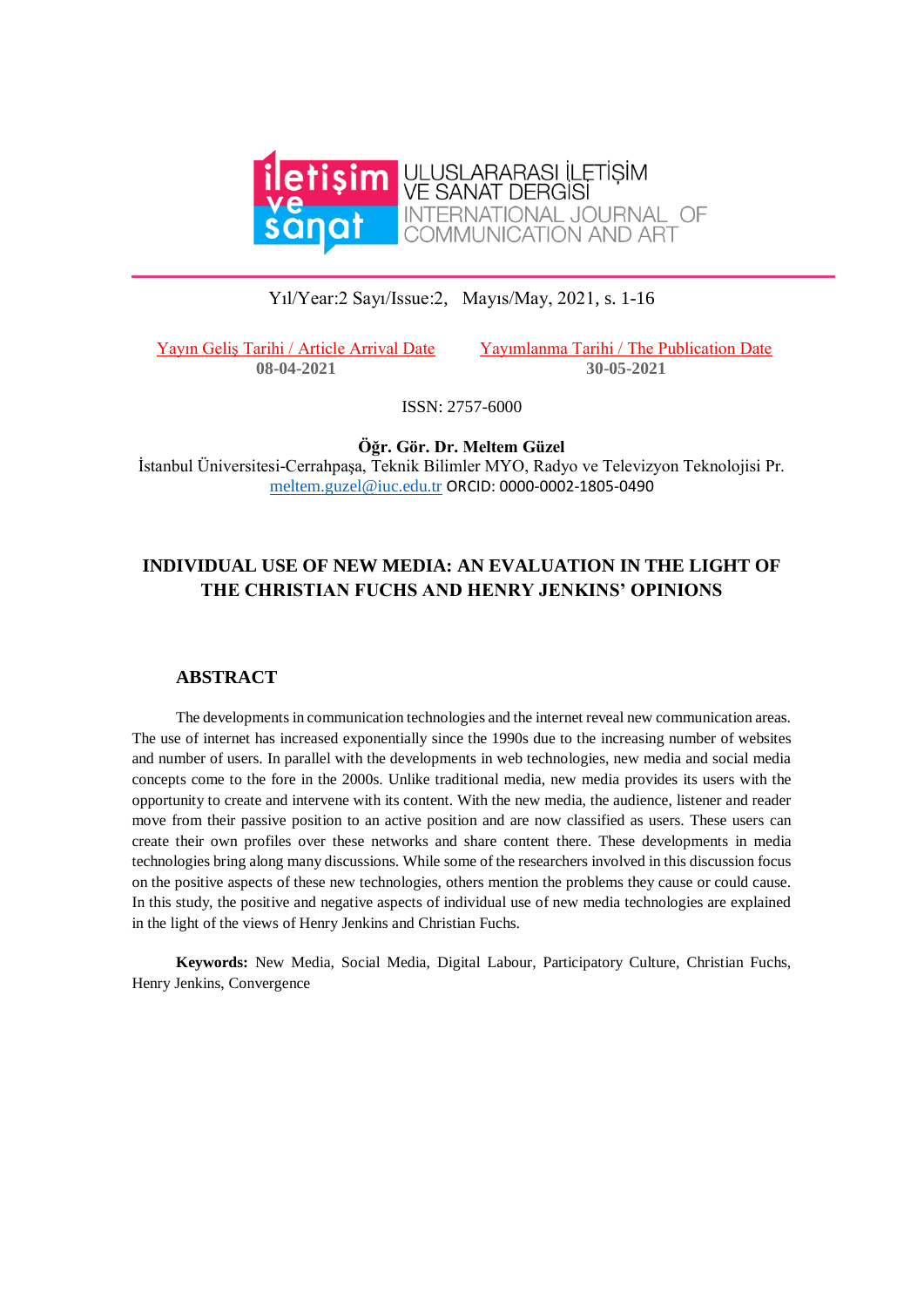ULUSLARARASI İLETİŞİM VE SANAT DERGİSİ
INTERNATIONAL JOURNAL OF COMMUNICATION AND ART

Yıl/Year:2 Sayı/Issue:2, Mayıs/May, 2021, s. 1-16

Yayın Geliş Tarihi / Article Arrival Date
08-04-2021

Yayımlanma Tarihi / The Publication Date
30-05-2021

ISSN: 2757-6000

**Öğr. Gör. Dr. Meltem Güzel**
İstanbul Üniversitesi-Cerrahpaşa, Teknik Bilimler MYO, Radyo ve Televizyon Teknolojisi Pr.
meltem.guzel@iuc.edu.tr ORCID: 0000-0002-1805-0490

# INDIVIDUAL USE OF NEW MEDIA: AN EVALUATION IN THE LIGHT OF THE CHRISTIAN FUCHS AND HENRY JENKINS' OPINIONS

## ABSTRACT

The developments in communication technologies and the internet reveal new communication areas. The use of internet has increased exponentially since the 1990s due to the increasing number of websites and number of users. In parallel with the developments in web technologies, new media and social media concepts come to the fore in the 2000s. Unlike traditional media, new media provides its users with the opportunity to create and intervene with its content. With the new media, the audience, listener and reader move from their passive position to an active position and are now classified as users. These users can create their own profiles over these networks and share content there. These developments in media technologies bring along many discussions. While some of the researchers involved in this discussion focus on the positive aspects of these new technologies, others mention the problems they cause or could cause. In this study, the positive and negative aspects of individual use of new media technologies are explained in the light of the views of Henry Jenkins and Christian Fuchs.

**Keywords:** New Media, Social Media, Digital Labour, Participatory Culture, Christian Fuchs, Henry Jenkins, Convergence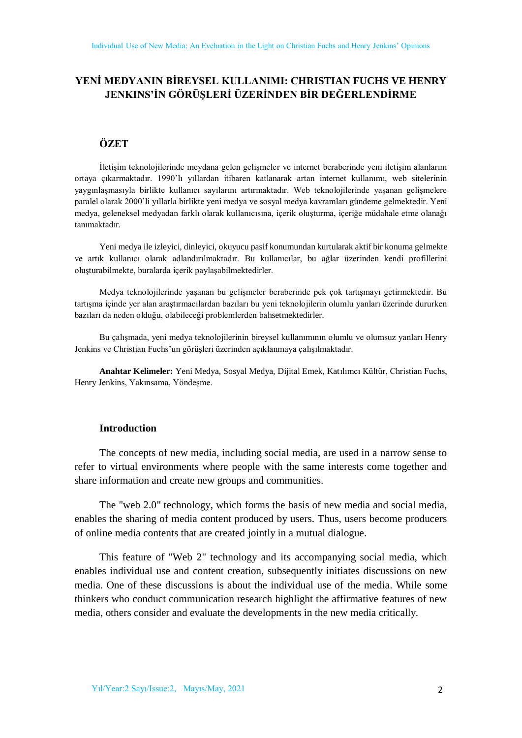# YENİ MEDYANIN BİREYSEL KULLANIMI: CHRISTIAN FUCHS VE HENRY JENKINS'İN GÖRÜŞLERİ ÜZERİNDEN BİR DEĞERLENDİRME

## ÖZET

İletişim teknolojilerinde meydana gelen gelişmeler ve internet beraberinde yeni iletişim alanlarını ortaya çıkarmaktadır. 1990'lı yıllardan itibaren katlanarak artan internet kullanımı, web sitelerinin yaygınlaşmasıyla birlikte kullanıcı sayılarını artırmaktadır. Web teknolojilerinde yaşanan gelişmelere paralel olarak 2000'li yıllarla birlikte yeni medya ve sosyal medya kavramları gündeme gelmektedir. Yeni medya, geleneksel medyadan farklı olarak kullanıcısına, içerik oluşturma, içeriğe müdahale etme olanağı tanımaktadır.

Yeni medya ile izleyici, dinleyici, okuyucu pasif konumundan kurtularak aktif bir konuma gelmekte ve artık kullanıcı olarak adlandırılmaktadır. Bu kullanıcılar, bu ağlar üzerinden kendi profillerini oluşturabilmekte, buralarda içerik paylaşabilmektedirler.

Medya teknolojilerinde yaşanan bu gelişmeler beraberinde pek çok tartışmayı getirmektedir. Bu tartışma içinde yer alan araştırmacılardan bazıları bu yeni teknolojilerin olumlu yanları üzerinde dururken bazıları da neden olduğu, olabileceği problemlerden bahsetmektedirler.

Bu çalışmada, yeni medya teknolojilerinin bireysel kullanımının olumlu ve olumsuz yanları Henry Jenkins ve Christian Fuchs'un görüşleri üzerinden açıklanmaya çalışılmaktadır.

**Anahtar Kelimeler:** Yeni Medya, Sosyal Medya, Dijital Emek, Katılımcı Kültür, Christian Fuchs, Henry Jenkins, Yakınsama, Yöndeşme.

## Introduction

The concepts of new media, including social media, are used in a narrow sense to refer to virtual environments where people with the same interests come together and share information and create new groups and communities.

The "web 2.0" technology, which forms the basis of new media and social media, enables the sharing of media content produced by users. Thus, users become producers of online media contents that are created jointly in a mutual dialogue.

This feature of "Web 2" technology and its accompanying social media, which enables individual use and content creation, subsequently initiates discussions on new media. One of these discussions is about the individual use of the media. While some thinkers who conduct communication research highlight the affirmative features of new media, others consider and evaluate the developments in the new media critically.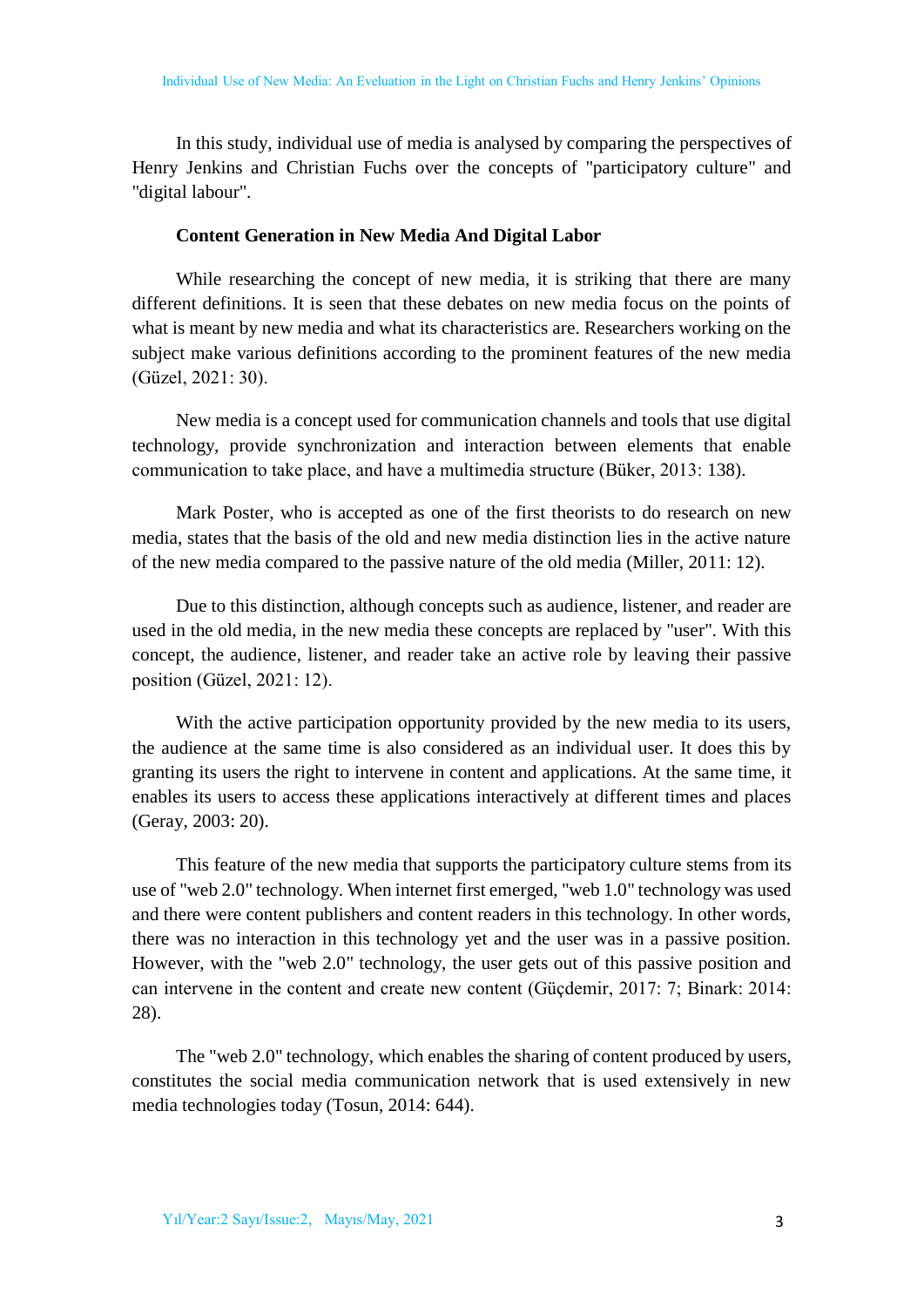In this study, individual use of media is analysed by comparing the perspectives of Henry Jenkins and Christian Fuchs over the concepts of "participatory culture" and "digital labour".

**Content Generation in New Media And Digital Labor**

While researching the concept of new media, it is striking that there are many different definitions. It is seen that these debates on new media focus on the points of what is meant by new media and what its characteristics are. Researchers working on the subject make various definitions according to the prominent features of the new media (Güzel, 2021: 30).

New media is a concept used for communication channels and tools that use digital technology, provide synchronization and interaction between elements that enable communication to take place, and have a multimedia structure (Büker, 2013: 138).

Mark Poster, who is accepted as one of the first theorists to do research on new media, states that the basis of the old and new media distinction lies in the active nature of the new media compared to the passive nature of the old media (Miller, 2011: 12).

Due to this distinction, although concepts such as audience, listener, and reader are used in the old media, in the new media these concepts are replaced by "user". With this concept, the audience, listener, and reader take an active role by leaving their passive position (Güzel, 2021: 12).

With the active participation opportunity provided by the new media to its users, the audience at the same time is also considered as an individual user. It does this by granting its users the right to intervene in content and applications. At the same time, it enables its users to access these applications interactively at different times and places (Geray, 2003: 20).

This feature of the new media that supports the participatory culture stems from its use of "web 2.0" technology. When internet first emerged, "web 1.0" technology was used and there were content publishers and content readers in this technology. In other words, there was no interaction in this technology yet and the user was in a passive position. However, with the "web 2.0" technology, the user gets out of this passive position and can intervene in the content and create new content (Güçdemir, 2017: 7; Binark: 2014: 28).

The "web 2.0" technology, which enables the sharing of content produced by users, constitutes the social media communication network that is used extensively in new media technologies today (Tosun, 2014: 644).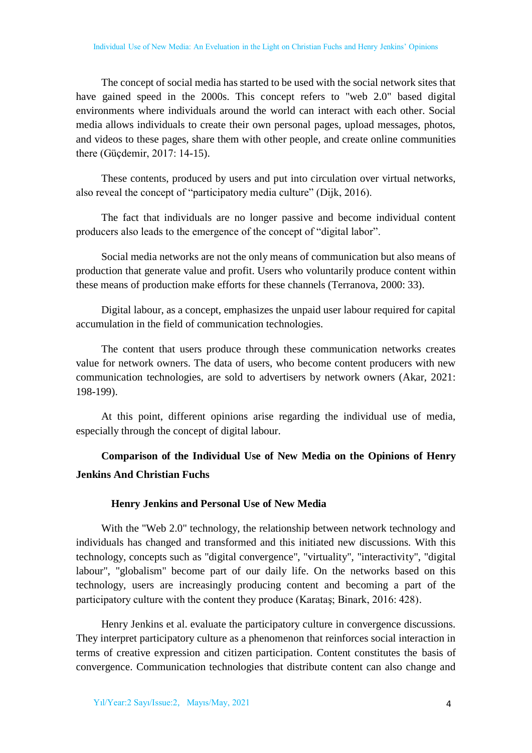The concept of social media has started to be used with the social network sites that have gained speed in the 2000s. This concept refers to "web 2.0" based digital environments where individuals around the world can interact with each other. Social media allows individuals to create their own personal pages, upload messages, photos, and videos to these pages, share them with other people, and create online communities there (Güçdemir, 2017: 14-15).

These contents, produced by users and put into circulation over virtual networks, also reveal the concept of "participatory media culture" (Dijk, 2016).

The fact that individuals are no longer passive and become individual content producers also leads to the emergence of the concept of "digital labor".

Social media networks are not the only means of communication but also means of production that generate value and profit. Users who voluntarily produce content within these means of production make efforts for these channels (Terranova, 2000: 33).

Digital labour, as a concept, emphasizes the unpaid user labour required for capital accumulation in the field of communication technologies.

The content that users produce through these communication networks creates value for network owners. The data of users, who become content producers with new communication technologies, are sold to advertisers by network owners (Akar, 2021: 198-199).

At this point, different opinions arise regarding the individual use of media, especially through the concept of digital labour.

## Comparison of the Individual Use of New Media on the Opinions of Henry Jenkins And Christian Fuchs

### Henry Jenkins and Personal Use of New Media

With the "Web 2.0" technology, the relationship between network technology and individuals has changed and transformed and this initiated new discussions. With this technology, concepts such as "digital convergence", "virtuality", "interactivity", "digital labour", "globalism" become part of our daily life. On the networks based on this technology, users are increasingly producing content and becoming a part of the participatory culture with the content they produce (Karataş; Binark, 2016: 428).

Henry Jenkins et al. evaluate the participatory culture in convergence discussions. They interpret participatory culture as a phenomenon that reinforces social interaction in terms of creative expression and citizen participation. Content constitutes the basis of convergence. Communication technologies that distribute content can also change and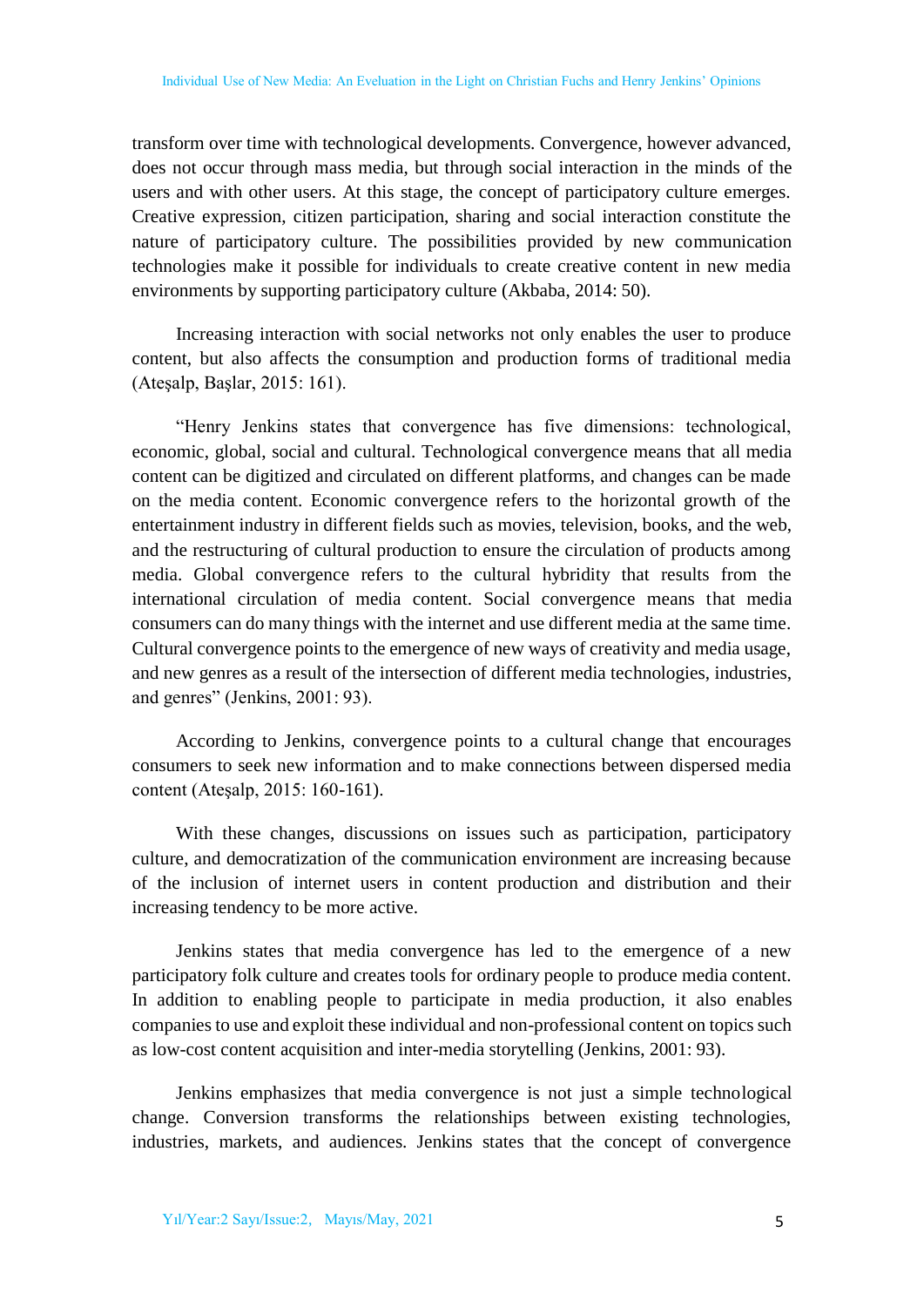transform over time with technological developments. Convergence, however advanced, does not occur through mass media, but through social interaction in the minds of the users and with other users. At this stage, the concept of participatory culture emerges. Creative expression, citizen participation, sharing and social interaction constitute the nature of participatory culture. The possibilities provided by new communication technologies make it possible for individuals to create creative content in new media environments by supporting participatory culture (Akbaba, 2014: 50).

Increasing interaction with social networks not only enables the user to produce content, but also affects the consumption and production forms of traditional media (Ateşalp, Başlar, 2015: 161).

"Henry Jenkins states that convergence has five dimensions: technological, economic, global, social and cultural. Technological convergence means that all media content can be digitized and circulated on different platforms, and changes can be made on the media content. Economic convergence refers to the horizontal growth of the entertainment industry in different fields such as movies, television, books, and the web, and the restructuring of cultural production to ensure the circulation of products among media. Global convergence refers to the cultural hybridity that results from the international circulation of media content. Social convergence means that media consumers can do many things with the internet and use different media at the same time. Cultural convergence points to the emergence of new ways of creativity and media usage, and new genres as a result of the intersection of different media technologies, industries, and genres" (Jenkins, 2001: 93).

According to Jenkins, convergence points to a cultural change that encourages consumers to seek new information and to make connections between dispersed media content (Ateşalp, 2015: 160-161).

With these changes, discussions on issues such as participation, participatory culture, and democratization of the communication environment are increasing because of the inclusion of internet users in content production and distribution and their increasing tendency to be more active.

Jenkins states that media convergence has led to the emergence of a new participatory folk culture and creates tools for ordinary people to produce media content. In addition to enabling people to participate in media production, it also enables companies to use and exploit these individual and non-professional content on topics such as low-cost content acquisition and inter-media storytelling (Jenkins, 2001: 93).

Jenkins emphasizes that media convergence is not just a simple technological change. Conversion transforms the relationships between existing technologies, industries, markets, and audiences. Jenkins states that the concept of convergence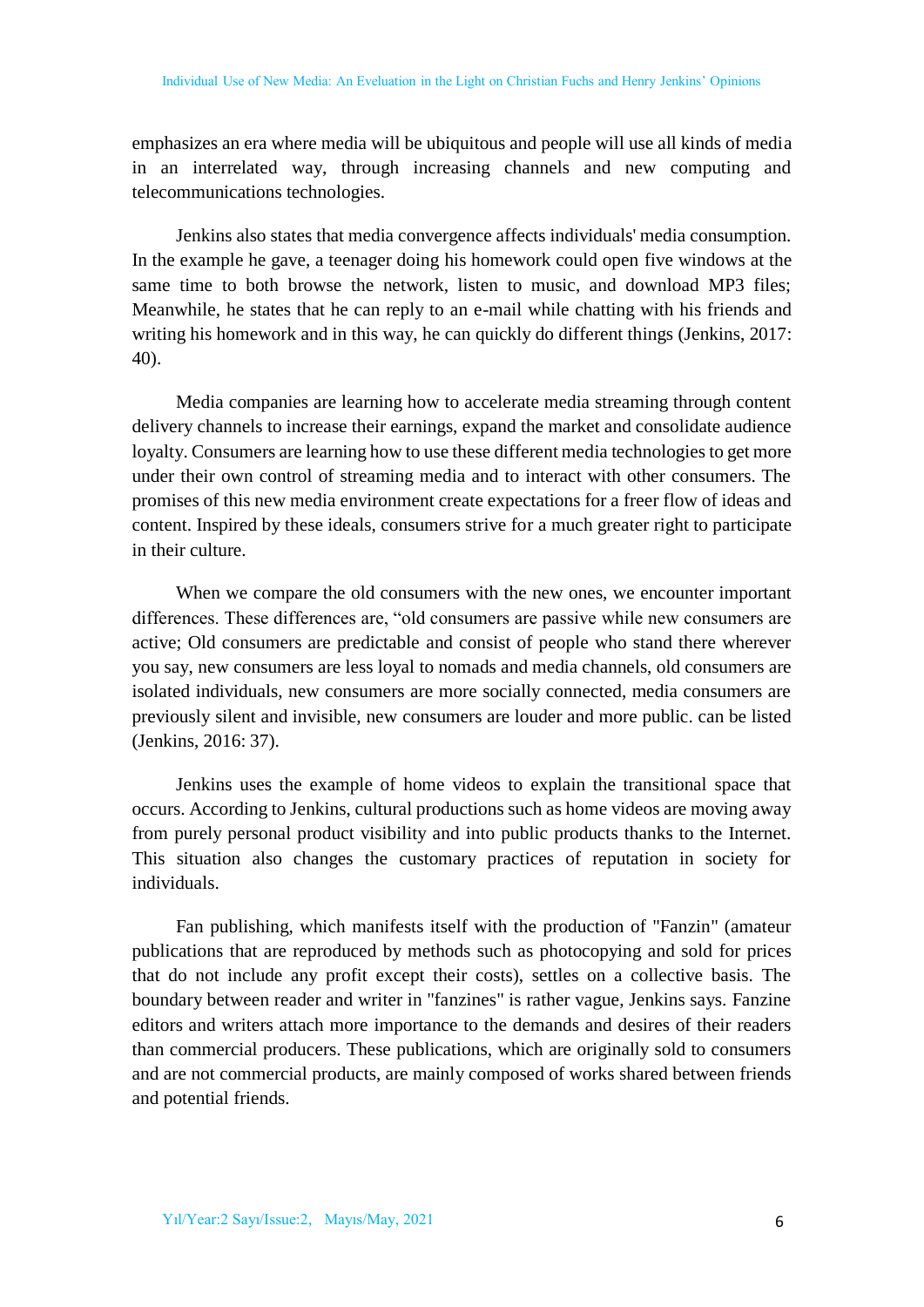emphasizes an era where media will be ubiquitous and people will use all kinds of media in an interrelated way, through increasing channels and new computing and telecommunications technologies.

Jenkins also states that media convergence affects individuals' media consumption. In the example he gave, a teenager doing his homework could open five windows at the same time to both browse the network, listen to music, and download MP3 files; Meanwhile, he states that he can reply to an e-mail while chatting with his friends and writing his homework and in this way, he can quickly do different things (Jenkins, 2017: 40).

Media companies are learning how to accelerate media streaming through content delivery channels to increase their earnings, expand the market and consolidate audience loyalty. Consumers are learning how to use these different media technologies to get more under their own control of streaming media and to interact with other consumers. The promises of this new media environment create expectations for a freer flow of ideas and content. Inspired by these ideals, consumers strive for a much greater right to participate in their culture.

When we compare the old consumers with the new ones, we encounter important differences. These differences are, "old consumers are passive while new consumers are active; Old consumers are predictable and consist of people who stand there wherever you say, new consumers are less loyal to nomads and media channels, old consumers are isolated individuals, new consumers are more socially connected, media consumers are previously silent and invisible, new consumers are louder and more public. can be listed (Jenkins, 2016: 37).

Jenkins uses the example of home videos to explain the transitional space that occurs. According to Jenkins, cultural productions such as home videos are moving away from purely personal product visibility and into public products thanks to the Internet. This situation also changes the customary practices of reputation in society for individuals.

Fan publishing, which manifests itself with the production of "Fanzin" (amateur publications that are reproduced by methods such as photocopying and sold for prices that do not include any profit except their costs), settles on a collective basis. The boundary between reader and writer in "fanzines" is rather vague, Jenkins says. Fanzine editors and writers attach more importance to the demands and desires of their readers than commercial producers. These publications, which are originally sold to consumers and are not commercial products, are mainly composed of works shared between friends and potential friends.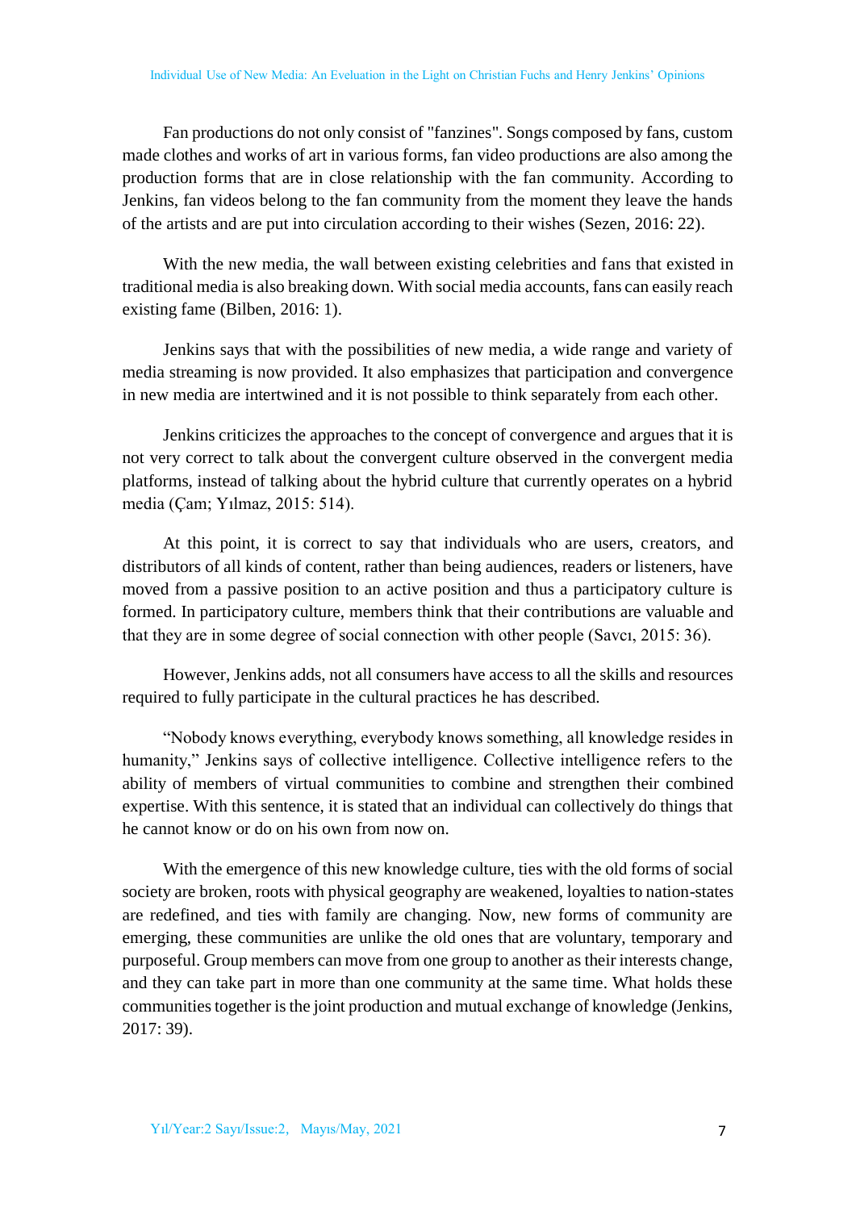Fan productions do not only consist of "fanzines". Songs composed by fans, custom made clothes and works of art in various forms, fan video productions are also among the production forms that are in close relationship with the fan community. According to Jenkins, fan videos belong to the fan community from the moment they leave the hands of the artists and are put into circulation according to their wishes (Sezen, 2016: 22).

With the new media, the wall between existing celebrities and fans that existed in traditional media is also breaking down. With social media accounts, fans can easily reach existing fame (Bilben, 2016: 1).

Jenkins says that with the possibilities of new media, a wide range and variety of media streaming is now provided. It also emphasizes that participation and convergence in new media are intertwined and it is not possible to think separately from each other.

Jenkins criticizes the approaches to the concept of convergence and argues that it is not very correct to talk about the convergent culture observed in the convergent media platforms, instead of talking about the hybrid culture that currently operates on a hybrid media (Çam; Yılmaz, 2015: 514).

At this point, it is correct to say that individuals who are users, creators, and distributors of all kinds of content, rather than being audiences, readers or listeners, have moved from a passive position to an active position and thus a participatory culture is formed. In participatory culture, members think that their contributions are valuable and that they are in some degree of social connection with other people (Savcı, 2015: 36).

However, Jenkins adds, not all consumers have access to all the skills and resources required to fully participate in the cultural practices he has described.

“Nobody knows everything, everybody knows something, all knowledge resides in humanity,” Jenkins says of collective intelligence. Collective intelligence refers to the ability of members of virtual communities to combine and strengthen their combined expertise. With this sentence, it is stated that an individual can collectively do things that he cannot know or do on his own from now on.

With the emergence of this new knowledge culture, ties with the old forms of social society are broken, roots with physical geography are weakened, loyalties to nation-states are redefined, and ties with family are changing. Now, new forms of community are emerging, these communities are unlike the old ones that are voluntary, temporary and purposeful. Group members can move from one group to another as their interests change, and they can take part in more than one community at the same time. What holds these communities together is the joint production and mutual exchange of knowledge (Jenkins, 2017: 39).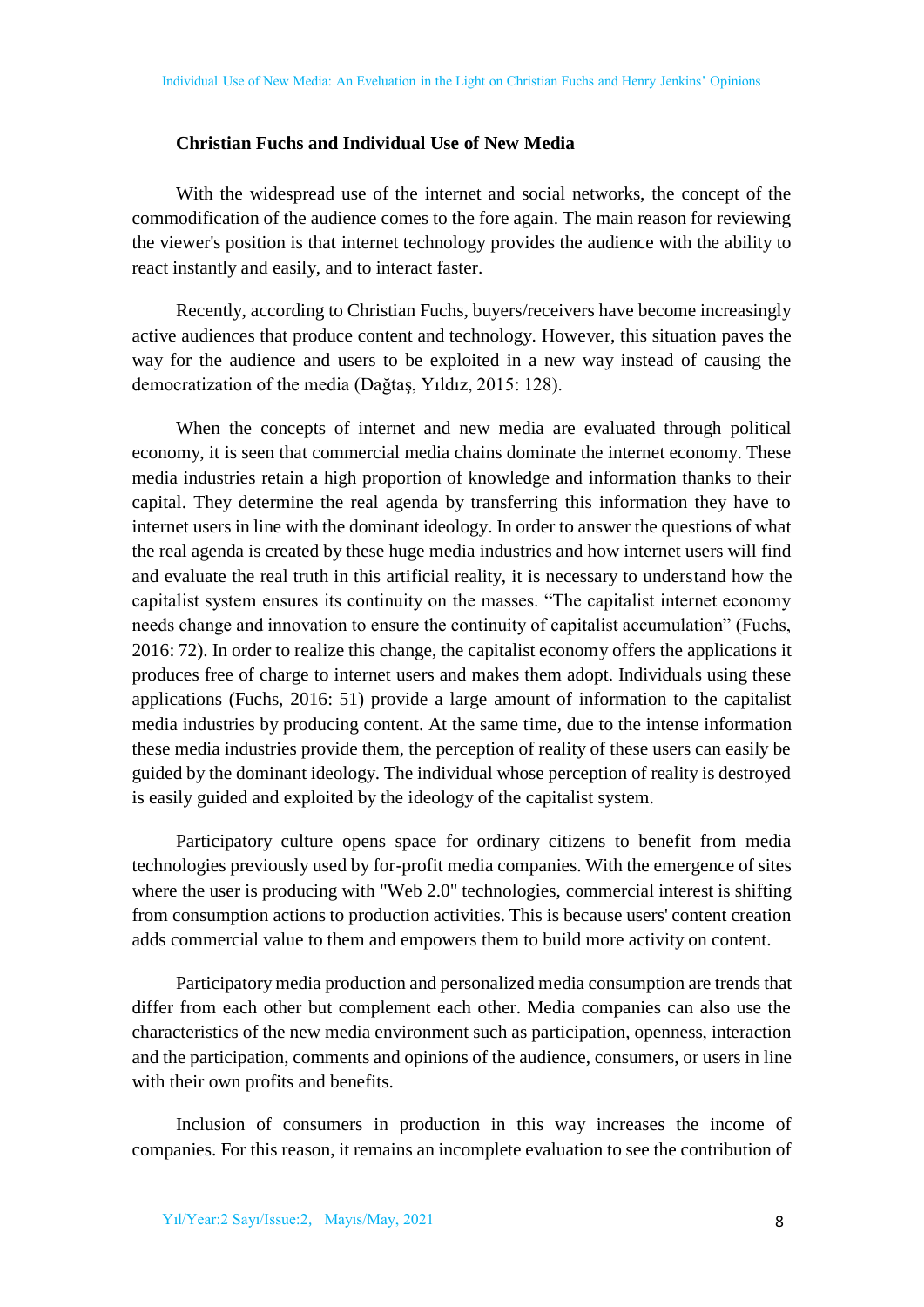### Christian Fuchs and Individual Use of New Media

With the widespread use of the internet and social networks, the concept of the commodification of the audience comes to the fore again. The main reason for reviewing the viewer's position is that internet technology provides the audience with the ability to react instantly and easily, and to interact faster.

Recently, according to Christian Fuchs, buyers/receivers have become increasingly active audiences that produce content and technology. However, this situation paves the way for the audience and users to be exploited in a new way instead of causing the democratization of the media (Dağtaş, Yıldız, 2015: 128).

When the concepts of internet and new media are evaluated through political economy, it is seen that commercial media chains dominate the internet economy. These media industries retain a high proportion of knowledge and information thanks to their capital. They determine the real agenda by transferring this information they have to internet users in line with the dominant ideology. In order to answer the questions of what the real agenda is created by these huge media industries and how internet users will find and evaluate the real truth in this artificial reality, it is necessary to understand how the capitalist system ensures its continuity on the masses. “The capitalist internet economy needs change and innovation to ensure the continuity of capitalist accumulation” (Fuchs, 2016: 72). In order to realize this change, the capitalist economy offers the applications it produces free of charge to internet users and makes them adopt. Individuals using these applications (Fuchs, 2016: 51) provide a large amount of information to the capitalist media industries by producing content. At the same time, due to the intense information these media industries provide them, the perception of reality of these users can easily be guided by the dominant ideology. The individual whose perception of reality is destroyed is easily guided and exploited by the ideology of the capitalist system.

Participatory culture opens space for ordinary citizens to benefit from media technologies previously used by for-profit media companies. With the emergence of sites where the user is producing with "Web 2.0" technologies, commercial interest is shifting from consumption actions to production activities. This is because users' content creation adds commercial value to them and empowers them to build more activity on content.

Participatory media production and personalized media consumption are trends that differ from each other but complement each other. Media companies can also use the characteristics of the new media environment such as participation, openness, interaction and the participation, comments and opinions of the audience, consumers, or users in line with their own profits and benefits.

Inclusion of consumers in production in this way increases the income of companies. For this reason, it remains an incomplete evaluation to see the contribution of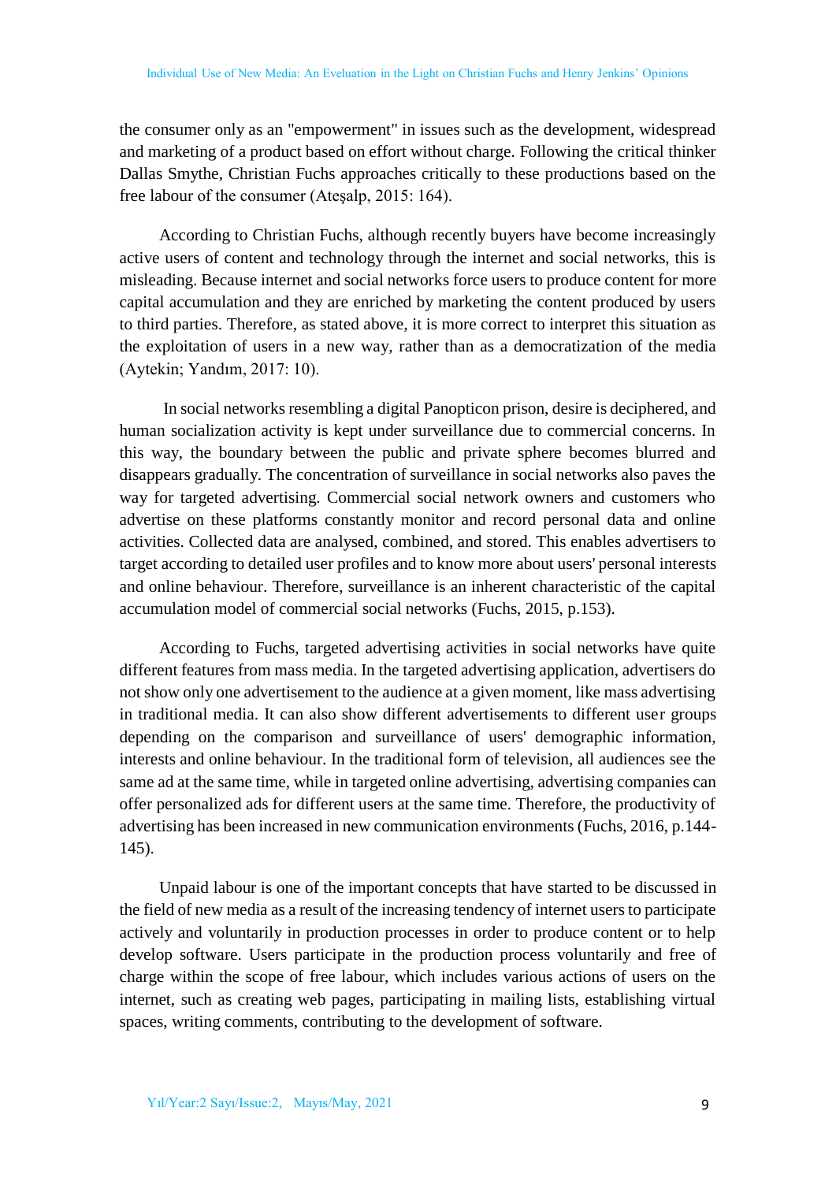the consumer only as an "empowerment" in issues such as the development, widespread and marketing of a product based on effort without charge. Following the critical thinker Dallas Smythe, Christian Fuchs approaches critically to these productions based on the free labour of the consumer (Ateşalp, 2015: 164).

According to Christian Fuchs, although recently buyers have become increasingly active users of content and technology through the internet and social networks, this is misleading. Because internet and social networks force users to produce content for more capital accumulation and they are enriched by marketing the content produced by users to third parties. Therefore, as stated above, it is more correct to interpret this situation as the exploitation of users in a new way, rather than as a democratization of the media (Aytekin; Yandım, 2017: 10).

In social networks resembling a digital Panopticon prison, desire is deciphered, and human socialization activity is kept under surveillance due to commercial concerns. In this way, the boundary between the public and private sphere becomes blurred and disappears gradually. The concentration of surveillance in social networks also paves the way for targeted advertising. Commercial social network owners and customers who advertise on these platforms constantly monitor and record personal data and online activities. Collected data are analysed, combined, and stored. This enables advertisers to target according to detailed user profiles and to know more about users' personal interests and online behaviour. Therefore, surveillance is an inherent characteristic of the capital accumulation model of commercial social networks (Fuchs, 2015, p.153).

According to Fuchs, targeted advertising activities in social networks have quite different features from mass media. In the targeted advertising application, advertisers do not show only one advertisement to the audience at a given moment, like mass advertising in traditional media. It can also show different advertisements to different user groups depending on the comparison and surveillance of users' demographic information, interests and online behaviour. In the traditional form of television, all audiences see the same ad at the same time, while in targeted online advertising, advertising companies can offer personalized ads for different users at the same time. Therefore, the productivity of advertising has been increased in new communication environments (Fuchs, 2016, p.144-145).

Unpaid labour is one of the important concepts that have started to be discussed in the field of new media as a result of the increasing tendency of internet users to participate actively and voluntarily in production processes in order to produce content or to help develop software. Users participate in the production process voluntarily and free of charge within the scope of free labour, which includes various actions of users on the internet, such as creating web pages, participating in mailing lists, establishing virtual spaces, writing comments, contributing to the development of software.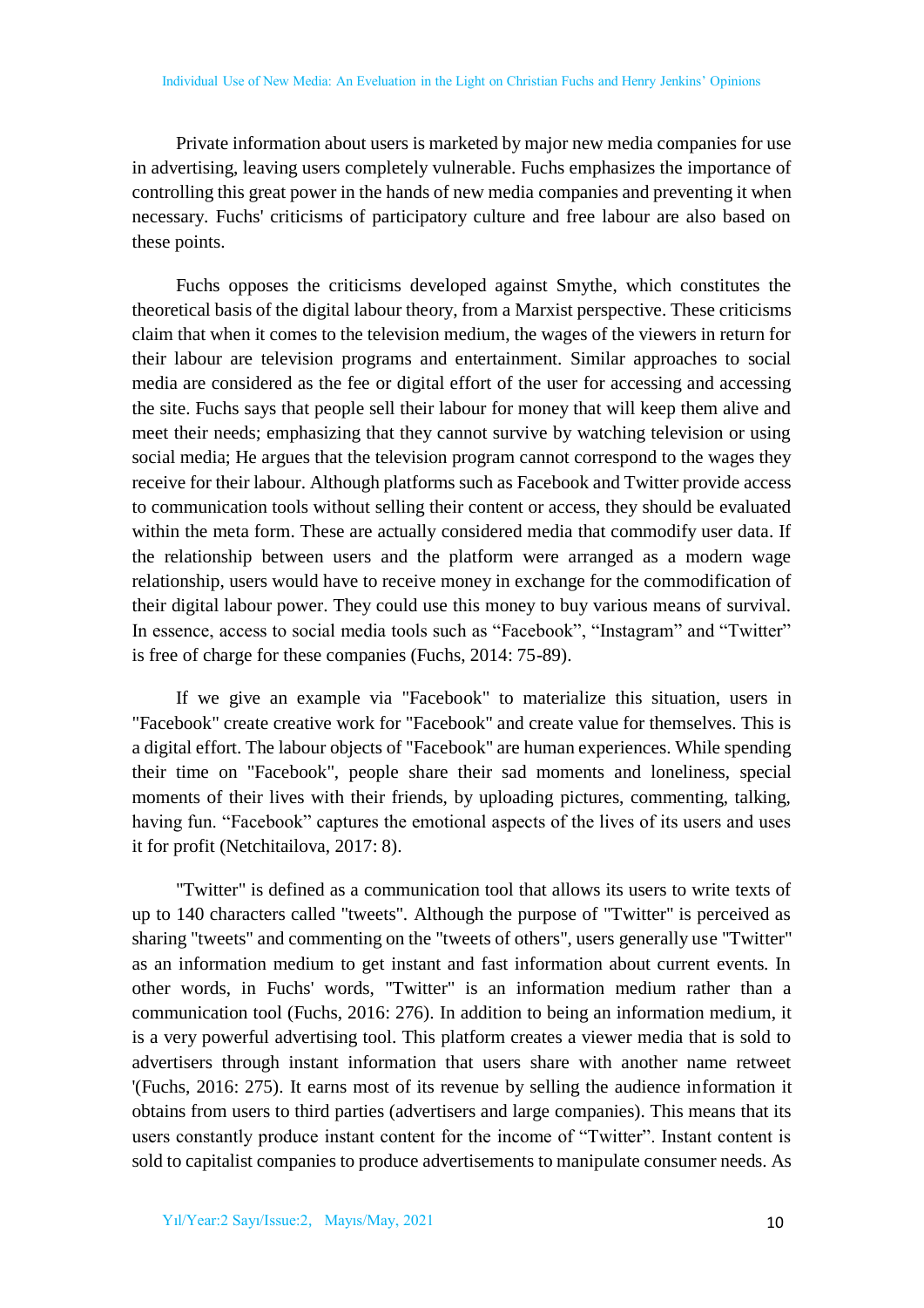Private information about users is marketed by major new media companies for use in advertising, leaving users completely vulnerable. Fuchs emphasizes the importance of controlling this great power in the hands of new media companies and preventing it when necessary. Fuchs' criticisms of participatory culture and free labour are also based on these points.

Fuchs opposes the criticisms developed against Smythe, which constitutes the theoretical basis of the digital labour theory, from a Marxist perspective. These criticisms claim that when it comes to the television medium, the wages of the viewers in return for their labour are television programs and entertainment. Similar approaches to social media are considered as the fee or digital effort of the user for accessing and accessing the site. Fuchs says that people sell their labour for money that will keep them alive and meet their needs; emphasizing that they cannot survive by watching television or using social media; He argues that the television program cannot correspond to the wages they receive for their labour. Although platforms such as Facebook and Twitter provide access to communication tools without selling their content or access, they should be evaluated within the meta form. These are actually considered media that commodify user data. If the relationship between users and the platform were arranged as a modern wage relationship, users would have to receive money in exchange for the commodification of their digital labour power. They could use this money to buy various means of survival. In essence, access to social media tools such as "Facebook", "Instagram" and "Twitter" is free of charge for these companies (Fuchs, 2014: 75-89).

If we give an example via "Facebook" to materialize this situation, users in "Facebook" create creative work for "Facebook" and create value for themselves. This is a digital effort. The labour objects of "Facebook" are human experiences. While spending their time on "Facebook", people share their sad moments and loneliness, special moments of their lives with their friends, by uploading pictures, commenting, talking, having fun. "Facebook" captures the emotional aspects of the lives of its users and uses it for profit (Netchitailova, 2017: 8).

"Twitter" is defined as a communication tool that allows its users to write texts of up to 140 characters called "tweets". Although the purpose of "Twitter" is perceived as sharing "tweets" and commenting on the "tweets of others", users generally use "Twitter" as an information medium to get instant and fast information about current events. In other words, in Fuchs' words, "Twitter" is an information medium rather than a communication tool (Fuchs, 2016: 276). In addition to being an information medium, it is a very powerful advertising tool. This platform creates a viewer media that is sold to advertisers through instant information that users share with another name retweet '(Fuchs, 2016: 275). It earns most of its revenue by selling the audience information it obtains from users to third parties (advertisers and large companies). This means that its users constantly produce instant content for the income of "Twitter". Instant content is sold to capitalist companies to produce advertisements to manipulate consumer needs. As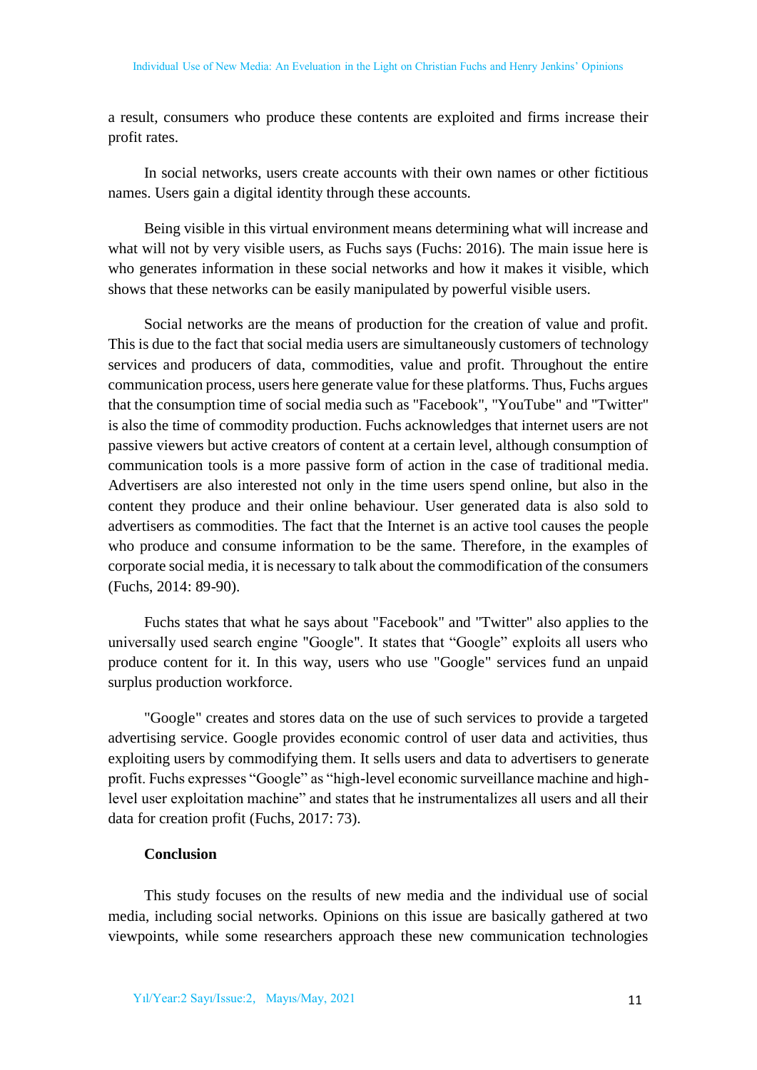a result, consumers who produce these contents are exploited and firms increase their profit rates.

In social networks, users create accounts with their own names or other fictitious names. Users gain a digital identity through these accounts.

Being visible in this virtual environment means determining what will increase and what will not by very visible users, as Fuchs says (Fuchs: 2016). The main issue here is who generates information in these social networks and how it makes it visible, which shows that these networks can be easily manipulated by powerful visible users.

Social networks are the means of production for the creation of value and profit. This is due to the fact that social media users are simultaneously customers of technology services and producers of data, commodities, value and profit. Throughout the entire communication process, users here generate value for these platforms. Thus, Fuchs argues that the consumption time of social media such as "Facebook", "YouTube" and "Twitter" is also the time of commodity production. Fuchs acknowledges that internet users are not passive viewers but active creators of content at a certain level, although consumption of communication tools is a more passive form of action in the case of traditional media. Advertisers are also interested not only in the time users spend online, but also in the content they produce and their online behaviour. User generated data is also sold to advertisers as commodities. The fact that the Internet is an active tool causes the people who produce and consume information to be the same. Therefore, in the examples of corporate social media, it is necessary to talk about the commodification of the consumers (Fuchs, 2014: 89-90).

Fuchs states that what he says about "Facebook" and "Twitter" also applies to the universally used search engine "Google". It states that “Google” exploits all users who produce content for it. In this way, users who use "Google" services fund an unpaid surplus production workforce.

"Google" creates and stores data on the use of such services to provide a targeted advertising service. Google provides economic control of user data and activities, thus exploiting users by commodifying them. It sells users and data to advertisers to generate profit. Fuchs expresses “Google” as “high-level economic surveillance machine and high-level user exploitation machine” and states that he instrumentalizes all users and all their data for creation profit (Fuchs, 2017: 73).

## Conclusion

This study focuses on the results of new media and the individual use of social media, including social networks. Opinions on this issue are basically gathered at two viewpoints, while some researchers approach these new communication technologies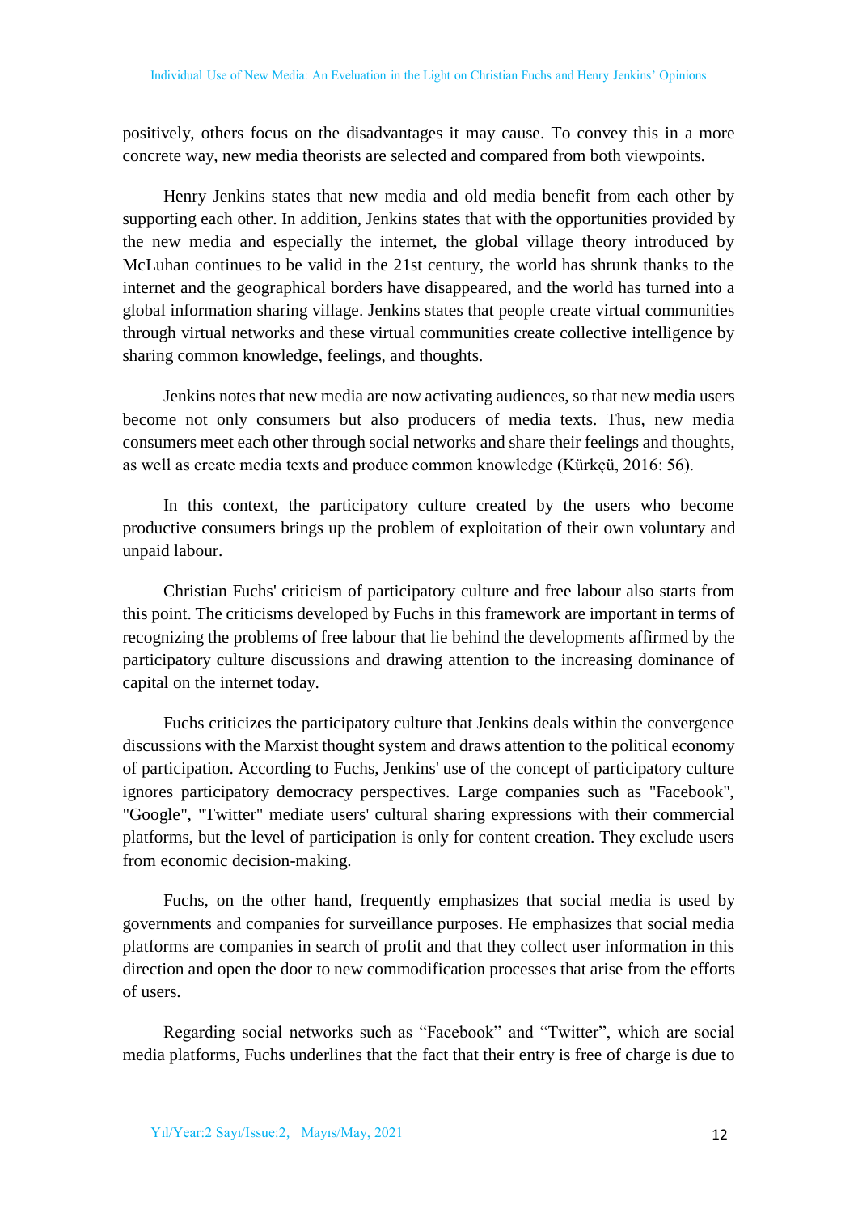positively, others focus on the disadvantages it may cause. To convey this in a more concrete way, new media theorists are selected and compared from both viewpoints.

Henry Jenkins states that new media and old media benefit from each other by supporting each other. In addition, Jenkins states that with the opportunities provided by the new media and especially the internet, the global village theory introduced by McLuhan continues to be valid in the 21st century, the world has shrunk thanks to the internet and the geographical borders have disappeared, and the world has turned into a global information sharing village. Jenkins states that people create virtual communities through virtual networks and these virtual communities create collective intelligence by sharing common knowledge, feelings, and thoughts.

Jenkins notes that new media are now activating audiences, so that new media users become not only consumers but also producers of media texts. Thus, new media consumers meet each other through social networks and share their feelings and thoughts, as well as create media texts and produce common knowledge (Kürkçü, 2016: 56).

In this context, the participatory culture created by the users who become productive consumers brings up the problem of exploitation of their own voluntary and unpaid labour.

Christian Fuchs' criticism of participatory culture and free labour also starts from this point. The criticisms developed by Fuchs in this framework are important in terms of recognizing the problems of free labour that lie behind the developments affirmed by the participatory culture discussions and drawing attention to the increasing dominance of capital on the internet today.

Fuchs criticizes the participatory culture that Jenkins deals within the convergence discussions with the Marxist thought system and draws attention to the political economy of participation. According to Fuchs, Jenkins' use of the concept of participatory culture ignores participatory democracy perspectives. Large companies such as "Facebook", "Google", "Twitter" mediate users' cultural sharing expressions with their commercial platforms, but the level of participation is only for content creation. They exclude users from economic decision-making.

Fuchs, on the other hand, frequently emphasizes that social media is used by governments and companies for surveillance purposes. He emphasizes that social media platforms are companies in search of profit and that they collect user information in this direction and open the door to new commodification processes that arise from the efforts of users.

Regarding social networks such as “Facebook” and “Twitter”, which are social media platforms, Fuchs underlines that the fact that their entry is free of charge is due to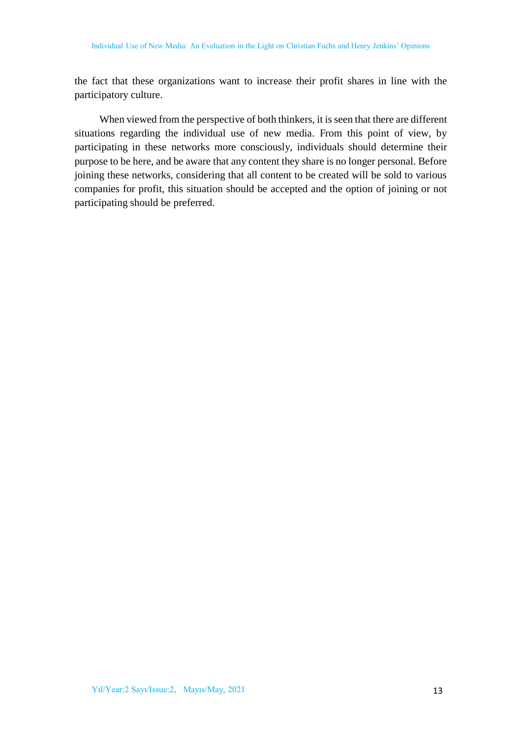the fact that these organizations want to increase their profit shares in line with the participatory culture.

When viewed from the perspective of both thinkers, it is seen that there are different situations regarding the individual use of new media. From this point of view, by participating in these networks more consciously, individuals should determine their purpose to be here, and be aware that any content they share is no longer personal. Before joining these networks, considering that all content to be created will be sold to various companies for profit, this situation should be accepted and the option of joining or not participating should be preferred.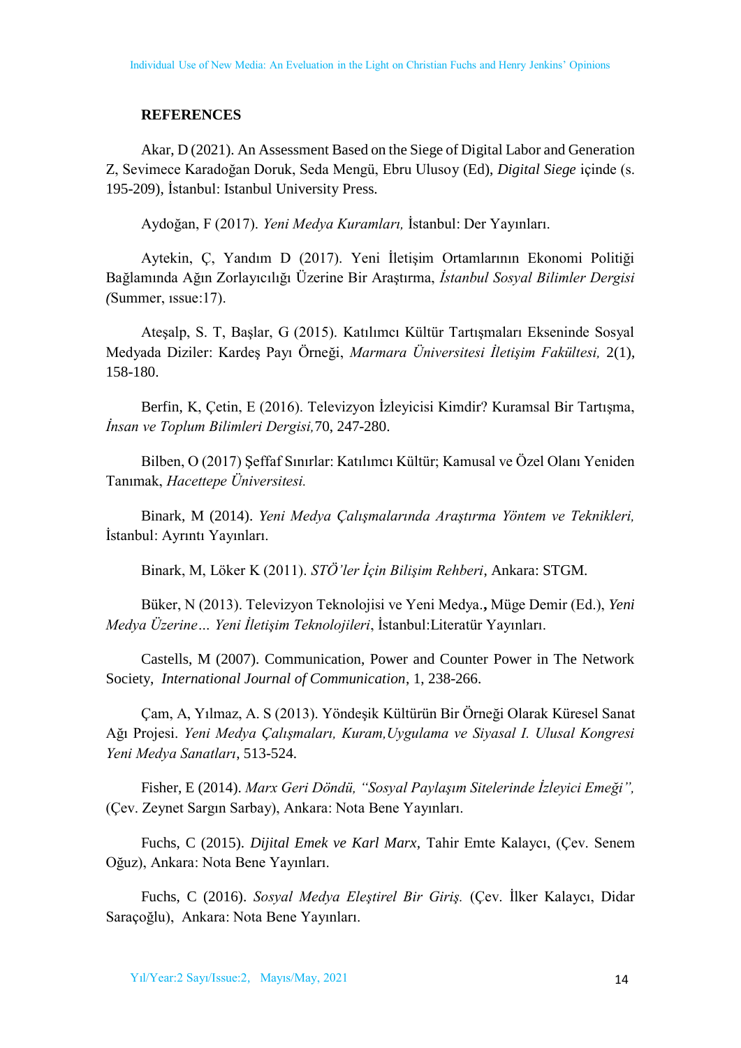**REFERENCES**

Akar, D (2021). An Assessment Based on the Siege of Digital Labor and Generation Z, Sevimece Karadoğan Doruk, Seda Mengü, Ebru Ulusoy (Ed), *Digital Siege* içinde (s. 195-209), İstanbul: Istanbul University Press.

Aydoğan, F (2017). *Yeni Medya Kuramları,* İstanbul: Der Yayınları.

Aytekin, Ç, Yandım D (2017). Yeni İletişim Ortamlarının Ekonomi Politiği Bağlamında Ağın Zorlayıcılığı Üzerine Bir Araştırma, *İstanbul Sosyal Bilimler Dergisi (*Summer, ıssue:17).

Ateşalp, S. T, Başlar, G (2015). Katılımcı Kültür Tartışmaları Ekseninde Sosyal Medyada Diziler: Kardeş Payı Örneği, *Marmara Üniversitesi İletişim Fakültesi,* 2(1), 158-180.

Berfin, K, Çetin, E (2016). Televizyon İzleyicisi Kimdir? Kuramsal Bir Tartışma, *İnsan ve Toplum Bilimleri Dergisi,*70, 247-280.

Bilben, O (2017) Şeffaf Sınırlar: Katılımcı Kültür; Kamusal ve Özel Olanı Yeniden Tanımak, *Hacettepe Üniversitesi.*

Binark, M (2014). *Yeni Medya Çalışmalarında Araştırma Yöntem ve Teknikleri,* İstanbul: Ayrıntı Yayınları.

Binark, M, Löker K (2011). *STÖ'ler İçin Bilişim Rehberi*, Ankara: STGM.

Büker, N (2013). Televizyon Teknolojisi ve Yeni Medya.**,** Müge Demir (Ed.), *Yeni Medya Üzerine… Yeni İletişim Teknolojileri*, İstanbul:Literatür Yayınları.

Castells, M (2007). Communication, Power and Counter Power in The Network Society, *International Journal of Communication*, 1, 238-266.

Çam, A, Yılmaz, A. S (2013). Yöndeşik Kültürün Bir Örneği Olarak Küresel Sanat Ağı Projesi. *Yeni Medya Çalışmaları, Kuram,Uygulama ve Siyasal I. Ulusal Kongresi Yeni Medya Sanatları*, 513-524.

Fisher, E (2014). *Marx Geri Döndü, "Sosyal Paylaşım Sitelerinde İzleyici Emeği",* (Çev. Zeynet Sargın Sarbay), Ankara: Nota Bene Yayınları.

Fuchs, C (2015). *Dijital Emek ve Karl Marx*, Tahir Emte Kalaycı, (Çev. Senem Oğuz), Ankara: Nota Bene Yayınları.

Fuchs, C (2016). *Sosyal Medya Eleştirel Bir Giriş.* (Çev. İlker Kalaycı, Didar Saraçoğlu), Ankara: Nota Bene Yayınları.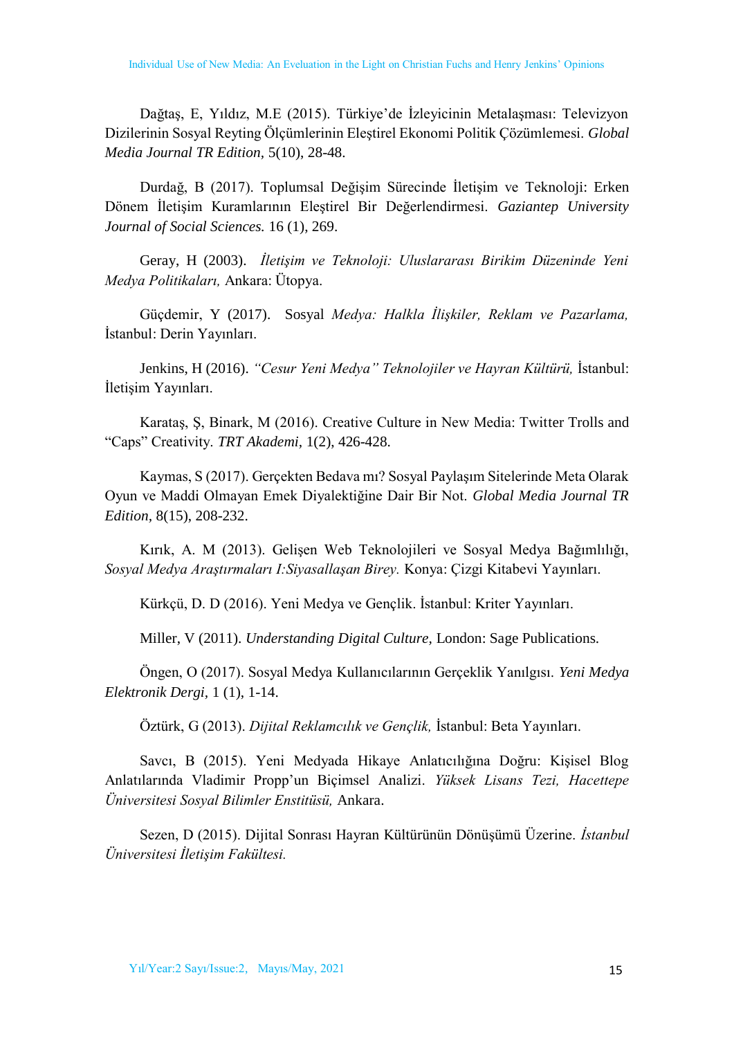Dağtaş, E, Yıldız, M.E (2015). Türkiye'de İzleyicinin Metalaşması: Televizyon Dizilerinin Sosyal Reyting Ölçümlerinin Eleştirel Ekonomi Politik Çözümlemesi. *Global Media Journal TR Edition,* 5(10), 28-48.

Durdağ, B (2017). Toplumsal Değişim Sürecinde İletişim ve Teknoloji: Erken Dönem İletişim Kuramlarının Eleştirel Bir Değerlendirmesi. *Gaziantep University Journal of Social Sciences.* 16 (1), 269.

Geray, H (2003). *İletişim ve Teknoloji: Uluslararası Birikim Düzeninde Yeni Medya Politikaları,* Ankara: Ütopya.

Güçdemir, Y (2017). Sosyal *Medya: Halkla İlişkiler, Reklam ve Pazarlama,* İstanbul: Derin Yayınları.

Jenkins, H (2016). *"Cesur Yeni Medya" Teknolojiler ve Hayran Kültürü,* İstanbul: İletişim Yayınları.

Karataş, Ş, Binark, M (2016). Creative Culture in New Media: Twitter Trolls and "Caps" Creativity. *TRT Akademi,* 1(2), 426-428.

Kaymas, S (2017). Gerçekten Bedava mı? Sosyal Paylaşım Sitelerinde Meta Olarak Oyun ve Maddi Olmayan Emek Diyalektiğine Dair Bir Not. *Global Media Journal TR Edition,* 8(15), 208-232.

Kırık, A. M (2013). Gelişen Web Teknolojileri ve Sosyal Medya Bağımlılığı, *Sosyal Medya Araştırmaları I:Siyasallaşan Birey.* Konya: Çizgi Kitabevi Yayınları.

Kürkçü, D. D (2016). Yeni Medya ve Gençlik. İstanbul: Kriter Yayınları.

Miller, V (2011). *Understanding Digital Culture,* London: Sage Publications.

Öngen, O (2017). Sosyal Medya Kullanıcılarının Gerçeklik Yanılgısı. *Yeni Medya Elektronik Dergi*, 1 (1), 1-14.

Öztürk, G (2013). *Dijital Reklamcılık ve Gençlik,* İstanbul: Beta Yayınları.

Savcı, B (2015). Yeni Medyada Hikaye Anlatıcılığına Doğru: Kişisel Blog Anlatılarında Vladimir Propp'un Biçimsel Analizi. *Yüksek Lisans Tezi, Hacettepe Üniversitesi Sosyal Bilimler Enstitüsü,* Ankara.

Sezen, D (2015). Dijital Sonrası Hayran Kültürünün Dönüşümü Üzerine. *İstanbul Üniversitesi İletişim Fakültesi.*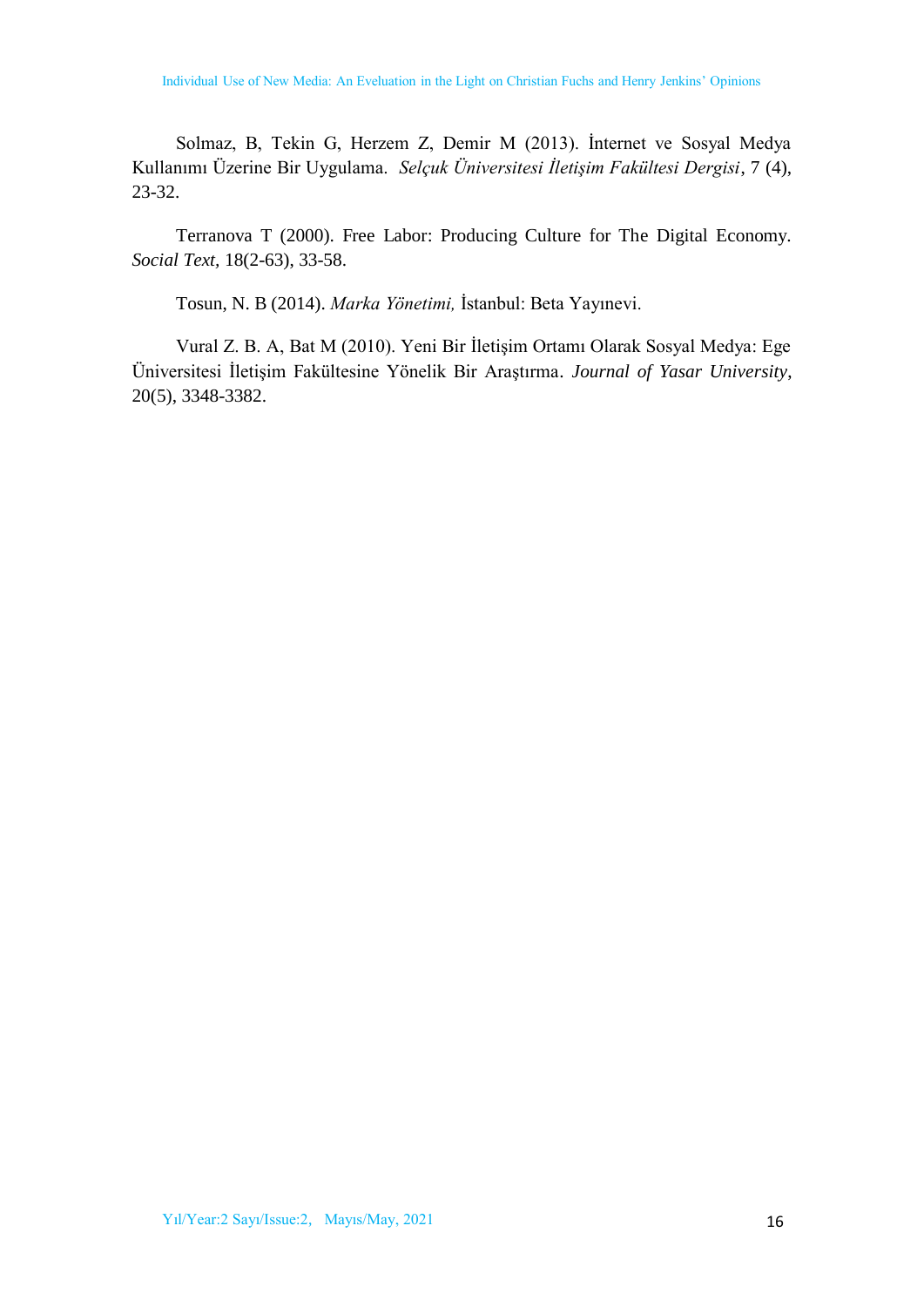Solmaz, B, Tekin G, Herzem Z, Demir M (2013). İnternet ve Sosyal Medya Kullanımı Üzerine Bir Uygulama. *Selçuk Üniversitesi İletişim Fakültesi Dergisi*, 7 (4), 23-32.

Terranova T (2000). Free Labor: Producing Culture for The Digital Economy. *Social Text*, 18(2-63), 33-58.

Tosun, N. B (2014). *Marka Yönetimi,* İstanbul: Beta Yayınevi.

Vural Z. B. A, Bat M (2010). Yeni Bir İletişim Ortamı Olarak Sosyal Medya: Ege Üniversitesi İletişim Fakültesine Yönelik Bir Araştırma. *Journal of Yasar University*, 20(5), 3348-3382.